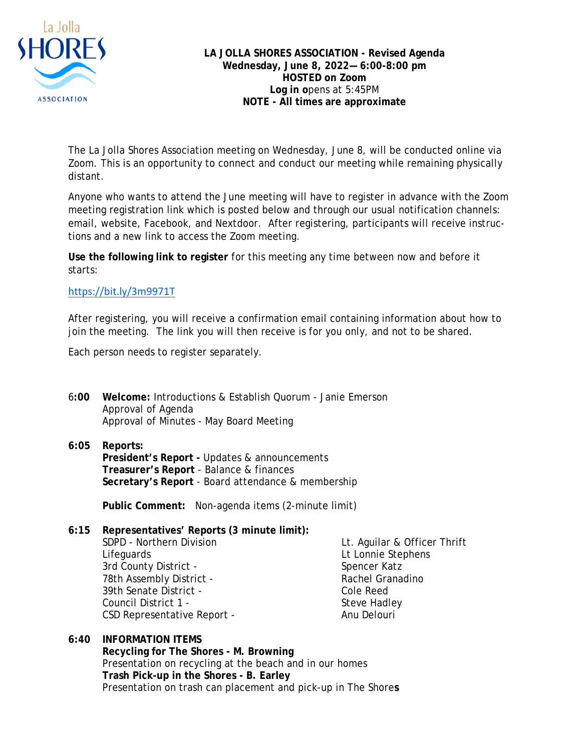**LA JOLLA SHORES ASSOCIATION - Revised Agenda**
**Wednesday, June 8, 2022— 6:00-8:00 pm**
**HOSTED on Zoom**
**Log in o**pens at 5:45PM
**NOTE - All times are approximate**

The La Jolla Shores Association meeting on Wednesday, June 8, will be conducted online via Zoom. This is an opportunity to connect and conduct our meeting while remaining physically distant.

Anyone who wants to attend the June meeting will have to register in advance with the Zoom meeting registration link which is posted below and through our usual notification channels: email, website, Facebook, and Nextdoor. After registering, participants will receive instructions and a new link to access the Zoom meeting.

**Use the following link to register** for this meeting any time between now and before it starts:

https://bit.ly/3m9971T

After registering, you will receive a confirmation email containing information about how to join the meeting. The link you will then receive is for you only, and not to be shared.

Each person needs to register separately.

**6:00** **Welcome:** Introductions & Establish Quorum - Janie Emerson
Approval of Agenda
Approval of Minutes - May Board Meeting

**6:05** **Reports:**
**President's Report -** Updates & announcements
**Treasurer's Report** - Balance & finances
**Secretary's Report** - Board attendance & membership

**Public Comment:** Non-agenda items (2-minute limit)

**6:15** **Representatives' Reports (3 minute limit):**

| | |
|---|---|
| SDPD - Northern Division | Lt. Aguilar & Officer Thrift |
| Lifeguards | Lt Lonnie Stephens |
| 3rd County District - | Spencer Katz |
| 78th Assembly District - | Rachel Granadino |
| 39th Senate District - | Cole Reed |
| Council District 1 - | Steve Hadley |
| CSD Representative Report - | Anu Delouri |

**6:40** **INFORMATION ITEMS**
**Recycling for The Shores - M. Browning**
Presentation on recycling at the beach and in our homes
**Trash Pick-up in the Shores - B. Earley**
Presentation on trash can placement and pick-up in The Shores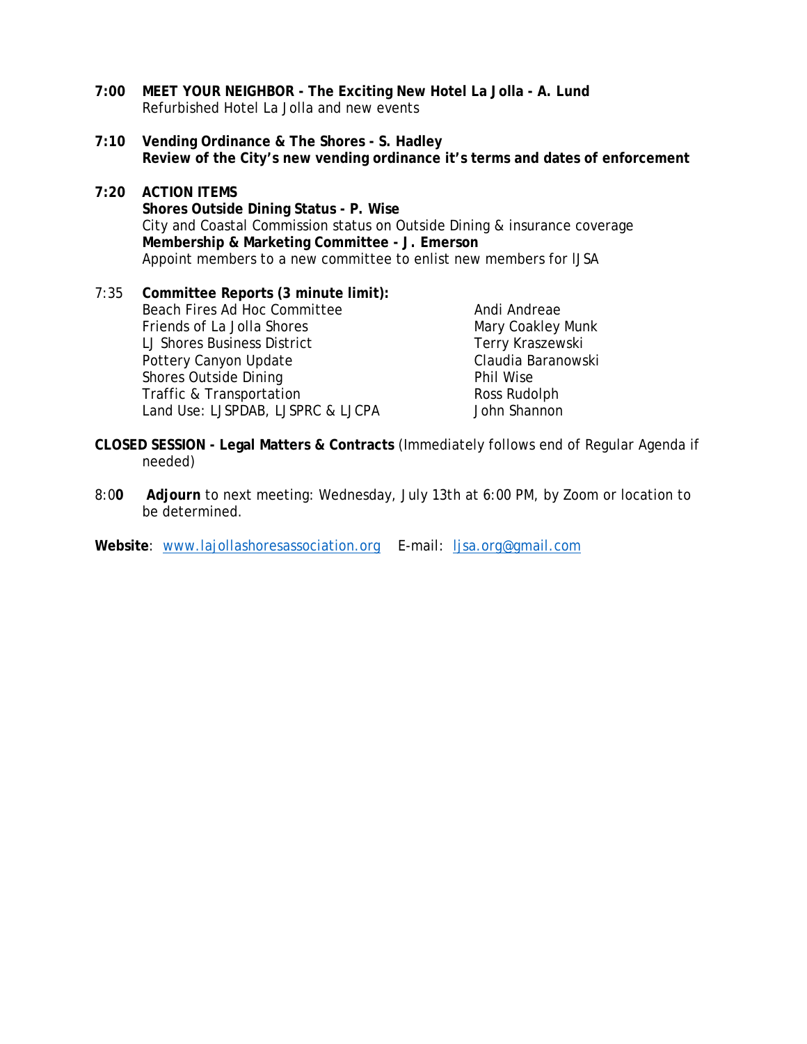**7:00 MEET YOUR NEIGHBOR - The Exciting New Hotel La Jolla - A. Lund**
Refurbished Hotel La Jolla and new events

**7:10 Vending Ordinance & The Shores - S. Hadley**
**Review of the City's new vending ordinance it's terms and dates of enforcement**

**7:20 ACTION ITEMS**
**Shores Outside Dining Status - P. Wise**
City and Coastal Commission status on Outside Dining & insurance coverage
**Membership & Marketing Committee - J. Emerson**
Appoint members to a new committee to enlist new members for lJSA

7:35 **Committee Reports (3 minute limit):**

| | |
|---|---|
| Beach Fires Ad Hoc Committee | Andi Andreae |
| Friends of La Jolla Shores | Mary Coakley Munk |
| LJ Shores Business District | Terry Kraszewski |
| Pottery Canyon Update | Claudia Baranowski |
| Shores Outside Dining | Phil Wise |
| Traffic & Transportation | Ross Rudolph |
| Land Use: LJSPDAB, LJSPRC & LJCPA | John Shannon |

**CLOSED SESSION - Legal Matters & Contracts** (Immediately follows end of Regular Agenda if needed)

8:0**0** **Adjourn** to next meeting: Wednesday, July 13th at 6:00 PM, by Zoom or location to be determined.

**Website**: www.lajollashoresassociation.org E-mail: ljsa.org@gmail.com